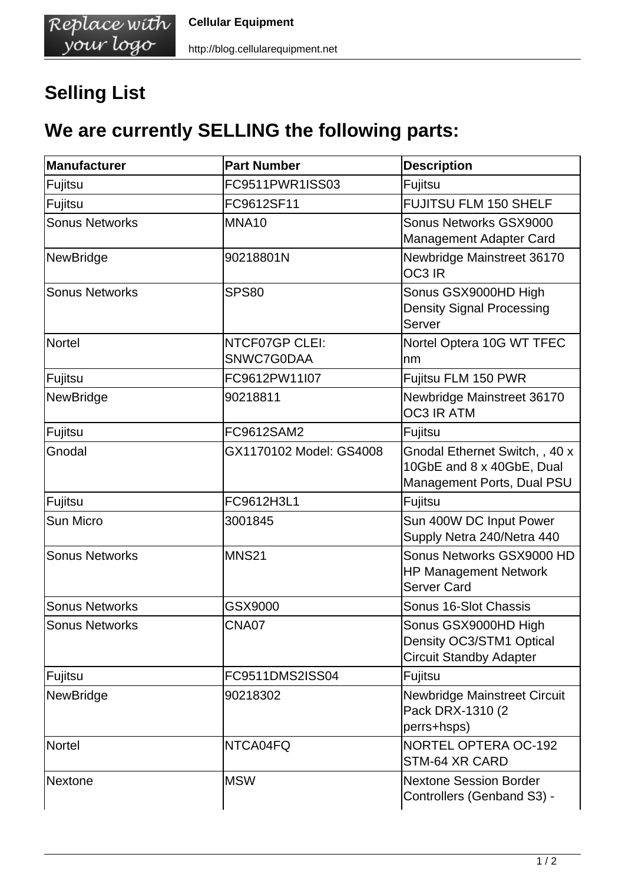# Selling List

## We are currently SELLING the following parts:

| Manufacturer | Part Number | Description |
| --- | --- | --- |
| Fujitsu | FC9511PWR1ISS03 | Fujitsu |
| Fujitsu | FC9612SF11 | FUJITSU FLM 150 SHELF |
| Sonus Networks | MNA10 | Sonus Networks GSX9000 Management Adapter Card |
| NewBridge | 90218801N | Newbridge Mainstreet 36170 OC3 IR |
| Sonus Networks | SPS80 | Sonus GSX9000HD High Density Signal Processing Server |
| Nortel | NTCF07GP CLEI: SNWC7G0DAA | Nortel Optera 10G WT TFEC nm |
| Fujitsu | FC9612PW11I07 | Fujitsu FLM 150 PWR |
| NewBridge | 90218811 | Newbridge Mainstreet 36170 OC3 IR ATM |
| Fujitsu | FC9612SAM2 | Fujitsu |
| Gnodal | GX1170102 Model: GS4008 | Gnodal Ethernet Switch, , 40 x 10GbE and 8 x 40GbE, Dual Management Ports, Dual PSU |
| Fujitsu | FC9612H3L1 | Fujitsu |
| Sun Micro | 3001845 | Sun 400W DC Input Power Supply Netra 240/Netra 440 |
| Sonus Networks | MNS21 | Sonus Networks GSX9000 HD HP Management Network Server Card |
| Sonus Networks | GSX9000 | Sonus 16-Slot Chassis |
| Sonus Networks | CNA07 | Sonus GSX9000HD High Density OC3/STM1 Optical Circuit Standby Adapter |
| Fujitsu | FC9511DMS2ISS04 | Fujitsu |
| NewBridge | 90218302 | Newbridge Mainstreet Circuit Pack DRX-1310 (2 perrs+hsps) |
| Nortel | NTCA04FQ | NORTEL OPTERA OC-192 STM-64 XR CARD |
| Nextone | MSW | Nextone Session Border Controllers (Genband S3) - |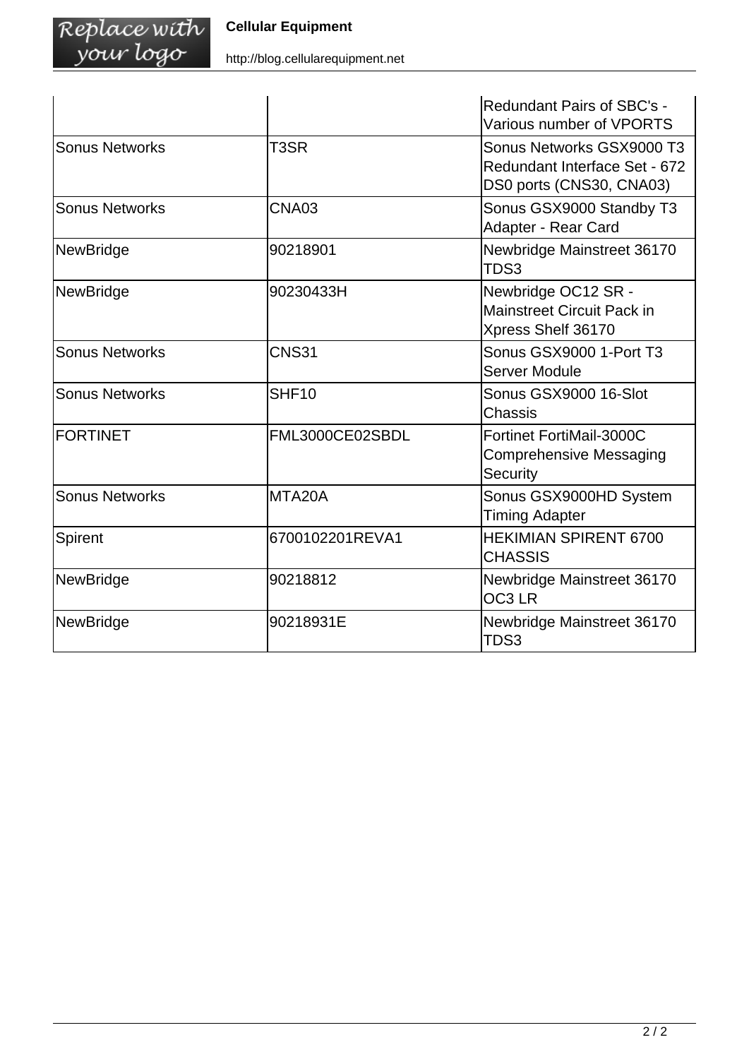| | | |
|---|---|---|
| | | Redundant Pairs of SBC's - Various number of VPORTS |
| Sonus Networks | T3SR | Sonus Networks GSX9000 T3 Redundant Interface Set - 672 DS0 ports (CNS30, CNA03) |
| Sonus Networks | CNA03 | Sonus GSX9000 Standby T3 Adapter - Rear Card |
| NewBridge | 90218901 | Newbridge Mainstreet 36170 TDS3 |
| NewBridge | 90230433H | Newbridge OC12 SR - Mainstreet Circuit Pack in Xpress Shelf 36170 |
| Sonus Networks | CNS31 | Sonus GSX9000 1-Port T3 Server Module |
| Sonus Networks | SHF10 | Sonus GSX9000 16-Slot Chassis |
| FORTINET | FML3000CE02SBDL | Fortinet FortiMail-3000C Comprehensive Messaging Security |
| Sonus Networks | MTA20A | Sonus GSX9000HD System Timing Adapter |
| Spirent | 6700102201REVA1 | HEKIMIAN SPIRENT 6700 CHASSIS |
| NewBridge | 90218812 | Newbridge Mainstreet 36170 OC3 LR |
| NewBridge | 90218931E | Newbridge Mainstreet 36170 TDS3 |